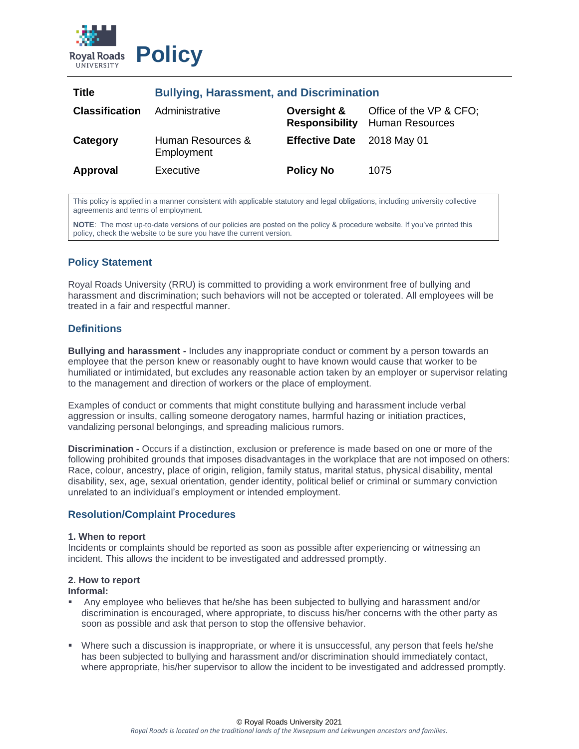# Policy

| | | | |
|---|---|---|---|
| **Title** | **Bullying, Harassment, and Discrimination** | | |
| **Classification** | Administrative | **Oversight & Responsibility** | Office of the VP & CFO; Human Resources |
| **Category** | Human Resources & Employment | **Effective Date** | 2018 May 01 |
| **Approval** | Executive | **Policy No** | 1075 |

This policy is applied in a manner consistent with applicable statutory and legal obligations, including university collective agreements and terms of employment.

**NOTE**: The most up-to-date versions of our policies are posted on the policy & procedure website. If you've printed this policy, check the website to be sure you have the current version.

## Policy Statement

Royal Roads University (RRU) is committed to providing a work environment free of bullying and harassment and discrimination; such behaviors will not be accepted or tolerated. All employees will be treated in a fair and respectful manner.

## Definitions

**Bullying and harassment -** Includes any inappropriate conduct or comment by a person towards an employee that the person knew or reasonably ought to have known would cause that worker to be humiliated or intimidated, but excludes any reasonable action taken by an employer or supervisor relating to the management and direction of workers or the place of employment.

Examples of conduct or comments that might constitute bullying and harassment include verbal aggression or insults, calling someone derogatory names, harmful hazing or initiation practices, vandalizing personal belongings, and spreading malicious rumors.

**Discrimination -** Occurs if a distinction, exclusion or preference is made based on one or more of the following prohibited grounds that imposes disadvantages in the workplace that are not imposed on others: Race, colour, ancestry, place of origin, religion, family status, marital status, physical disability, mental disability, sex, age, sexual orientation, gender identity, political belief or criminal or summary conviction unrelated to an individual's employment or intended employment.

## Resolution/Complaint Procedures

**1. When to report**

Incidents or complaints should be reported as soon as possible after experiencing or witnessing an incident. This allows the incident to be investigated and addressed promptly.

**2. How to report**

**Informal:**

- Any employee who believes that he/she has been subjected to bullying and harassment and/or discrimination is encouraged, where appropriate, to discuss his/her concerns with the other party as soon as possible and ask that person to stop the offensive behavior.
- Where such a discussion is inappropriate, or where it is unsuccessful, any person that feels he/she has been subjected to bullying and harassment and/or discrimination should immediately contact, where appropriate, his/her supervisor to allow the incident to be investigated and addressed promptly.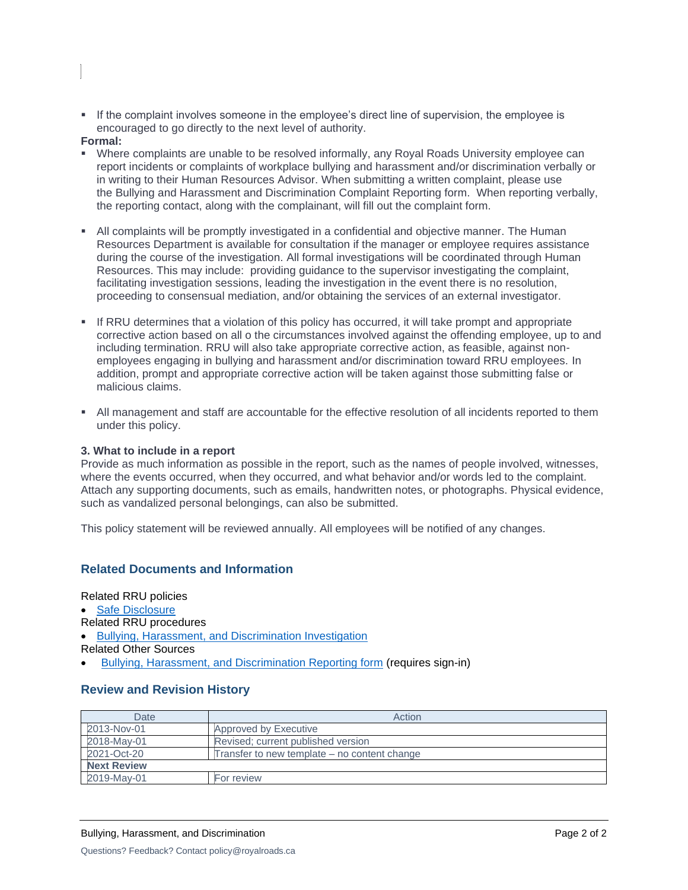- If the complaint involves someone in the employee's direct line of supervision, the employee is encouraged to go directly to the next level of authority.

**Formal:**

- Where complaints are unable to be resolved informally, any Royal Roads University employee can report incidents or complaints of workplace bullying and harassment and/or discrimination verbally or in writing to their Human Resources Advisor. When submitting a written complaint, please use the Bullying and Harassment and Discrimination Complaint Reporting form. When reporting verbally, the reporting contact, along with the complainant, will fill out the complaint form.

- All complaints will be promptly investigated in a confidential and objective manner. The Human Resources Department is available for consultation if the manager or employee requires assistance during the course of the investigation. All formal investigations will be coordinated through Human Resources. This may include: providing guidance to the supervisor investigating the complaint, facilitating investigation sessions, leading the investigation in the event there is no resolution, proceeding to consensual mediation, and/or obtaining the services of an external investigator.

- If RRU determines that a violation of this policy has occurred, it will take prompt and appropriate corrective action based on all o the circumstances involved against the offending employee, up to and including termination. RRU will also take appropriate corrective action, as feasible, against non-employees engaging in bullying and harassment and/or discrimination toward RRU employees. In addition, prompt and appropriate corrective action will be taken against those submitting false or malicious claims.

- All management and staff are accountable for the effective resolution of all incidents reported to them under this policy.

**3. What to include in a report**

Provide as much information as possible in the report, such as the names of people involved, witnesses, where the events occurred, when they occurred, and what behavior and/or words led to the complaint. Attach any supporting documents, such as emails, handwritten notes, or photographs. Physical evidence, such as vandalized personal belongings, can also be submitted.

This policy statement will be reviewed annually. All employees will be notified of any changes.

## Related Documents and Information

Related RRU policies

- Safe Disclosure

Related RRU procedures

- Bullying, Harassment, and Discrimination Investigation

Related Other Sources

- Bullying, Harassment, and Discrimination Reporting form (requires sign-in)

## Review and Revision History

| Date | Action |
|---|---|
| 2013-Nov-01 | Approved by Executive |
| 2018-May-01 | Revised; current published version |
| 2021-Oct-20 | Transfer to new template – no content change |
| **Next Review** | |
| 2019-May-01 | For review |

Questions? Feedback? Contact policy@royalroads.ca